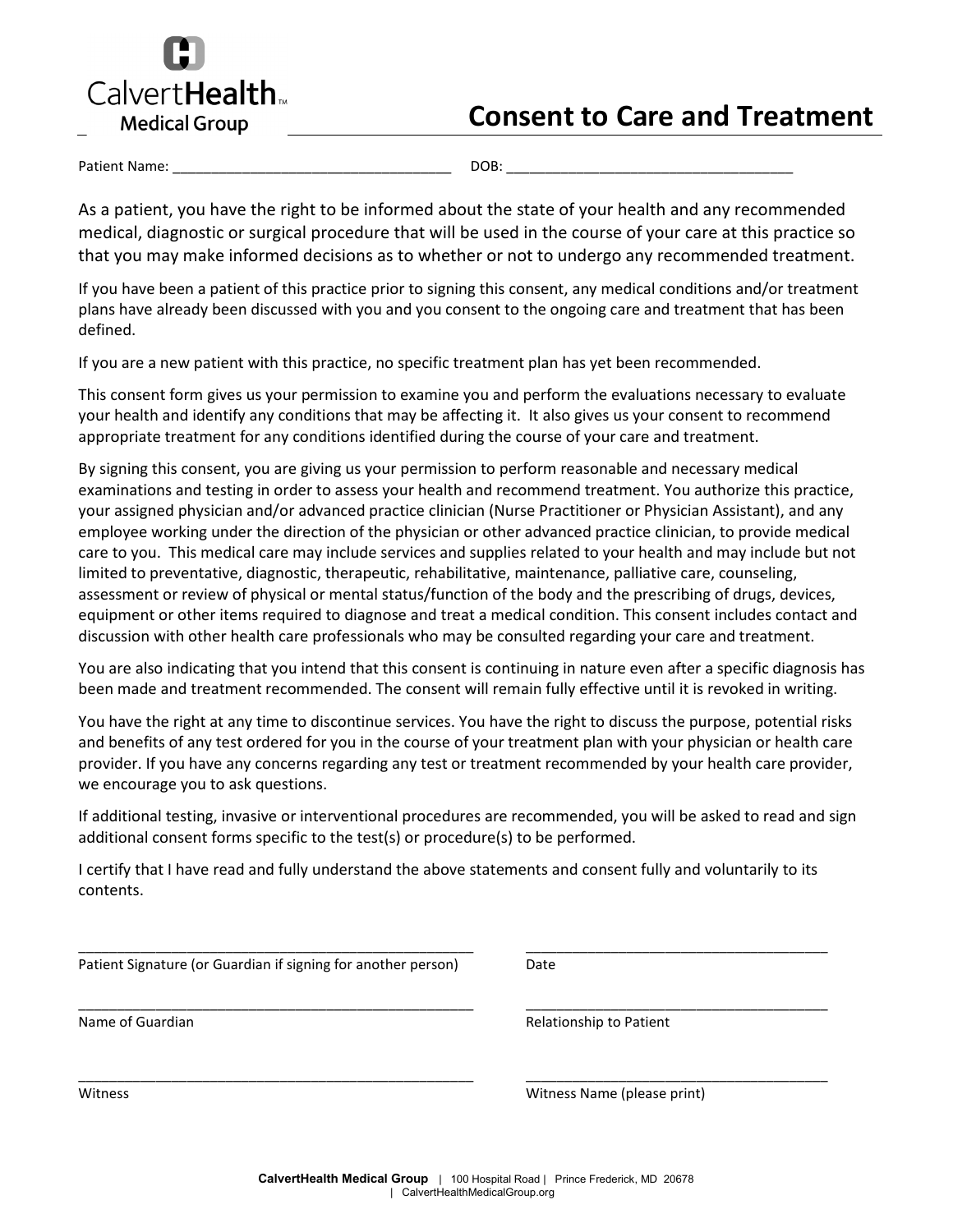CalvertHealth
Medical Group

# Consent to Care and Treatment

Patient Name: ___________________________________ DOB: ____________________________________

As a patient, you have the right to be informed about the state of your health and any recommended medical, diagnostic or surgical procedure that will be used in the course of your care at this practice so that you may make informed decisions as to whether or not to undergo any recommended treatment.

If you have been a patient of this practice prior to signing this consent, any medical conditions and/or treatment plans have already been discussed with you and you consent to the ongoing care and treatment that has been defined.

If you are a new patient with this practice, no specific treatment plan has yet been recommended.

This consent form gives us your permission to examine you and perform the evaluations necessary to evaluate your health and identify any conditions that may be affecting it. It also gives us your consent to recommend appropriate treatment for any conditions identified during the course of your care and treatment.

By signing this consent, you are giving us your permission to perform reasonable and necessary medical examinations and testing in order to assess your health and recommend treatment. You authorize this practice, your assigned physician and/or advanced practice clinician (Nurse Practitioner or Physician Assistant), and any employee working under the direction of the physician or other advanced practice clinician, to provide medical care to you. This medical care may include services and supplies related to your health and may include but not limited to preventative, diagnostic, therapeutic, rehabilitative, maintenance, palliative care, counseling, assessment or review of physical or mental status/function of the body and the prescribing of drugs, devices, equipment or other items required to diagnose and treat a medical condition. This consent includes contact and discussion with other health care professionals who may be consulted regarding your care and treatment.

You are also indicating that you intend that this consent is continuing in nature even after a specific diagnosis has been made and treatment recommended. The consent will remain fully effective until it is revoked in writing.

You have the right at any time to discontinue services. You have the right to discuss the purpose, potential risks and benefits of any test ordered for you in the course of your treatment plan with your physician or health care provider. If you have any concerns regarding any test or treatment recommended by your health care provider, we encourage you to ask questions.

If additional testing, invasive or interventional procedures are recommended, you will be asked to read and sign additional consent forms specific to the test(s) or procedure(s) to be performed.

I certify that I have read and fully understand the above statements and consent fully and voluntarily to its contents.

_________________________________________________ ____________________________________
Patient Signature (or Guardian if signing for another person) Date

_________________________________________________ ____________________________________
Name of Guardian Relationship to Patient

_________________________________________________ ____________________________________
Witness Witness Name (please print)

**CalvertHealth Medical Group** | 100 Hospital Road | Prince Frederick, MD 20678 | CalvertHealthMedicalGroup.org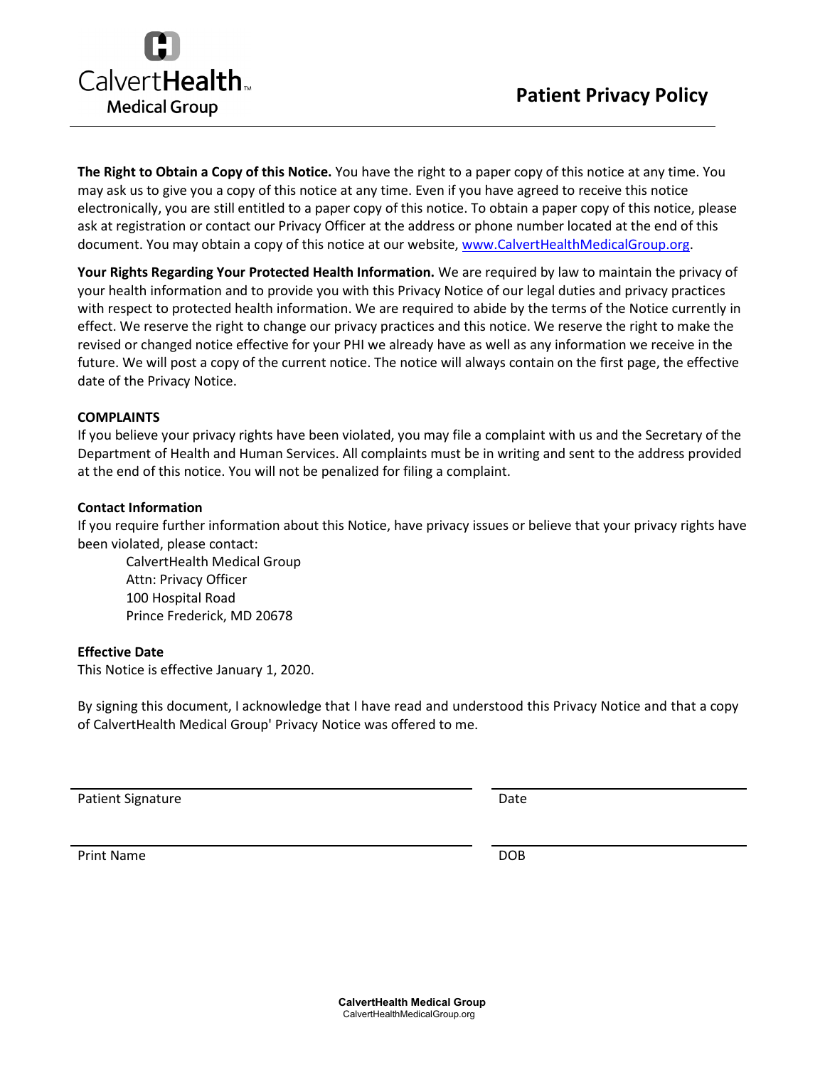# Patient Privacy Policy

**The Right to Obtain a Copy of this Notice.** You have the right to a paper copy of this notice at any time. You may ask us to give you a copy of this notice at any time. Even if you have agreed to receive this notice electronically, you are still entitled to a paper copy of this notice. To obtain a paper copy of this notice, please ask at registration or contact our Privacy Officer at the address or phone number located at the end of this document. You may obtain a copy of this notice at our website, www.CalvertHealthMedicalGroup.org.

**Your Rights Regarding Your Protected Health Information.** We are required by law to maintain the privacy of your health information and to provide you with this Privacy Notice of our legal duties and privacy practices with respect to protected health information. We are required to abide by the terms of the Notice currently in effect. We reserve the right to change our privacy practices and this notice. We reserve the right to make the revised or changed notice effective for your PHI we already have as well as any information we receive in the future. We will post a copy of the current notice. The notice will always contain on the first page, the effective date of the Privacy Notice.

**COMPLAINTS**

If you believe your privacy rights have been violated, you may file a complaint with us and the Secretary of the Department of Health and Human Services. All complaints must be in writing and sent to the address provided at the end of this notice. You will not be penalized for filing a complaint.

**Contact Information**

If you require further information about this Notice, have privacy issues or believe that your privacy rights have been violated, please contact:

CalvertHealth Medical Group
Attn: Privacy Officer
100 Hospital Road
Prince Frederick, MD 20678

**Effective Date**

This Notice is effective January 1, 2020.

By signing this document, I acknowledge that I have read and understood this Privacy Notice and that a copy of CalvertHealth Medical Group' Privacy Notice was offered to me.

Patient Signature ______________________ Date ______________________

Print Name ______________________ DOB ______________________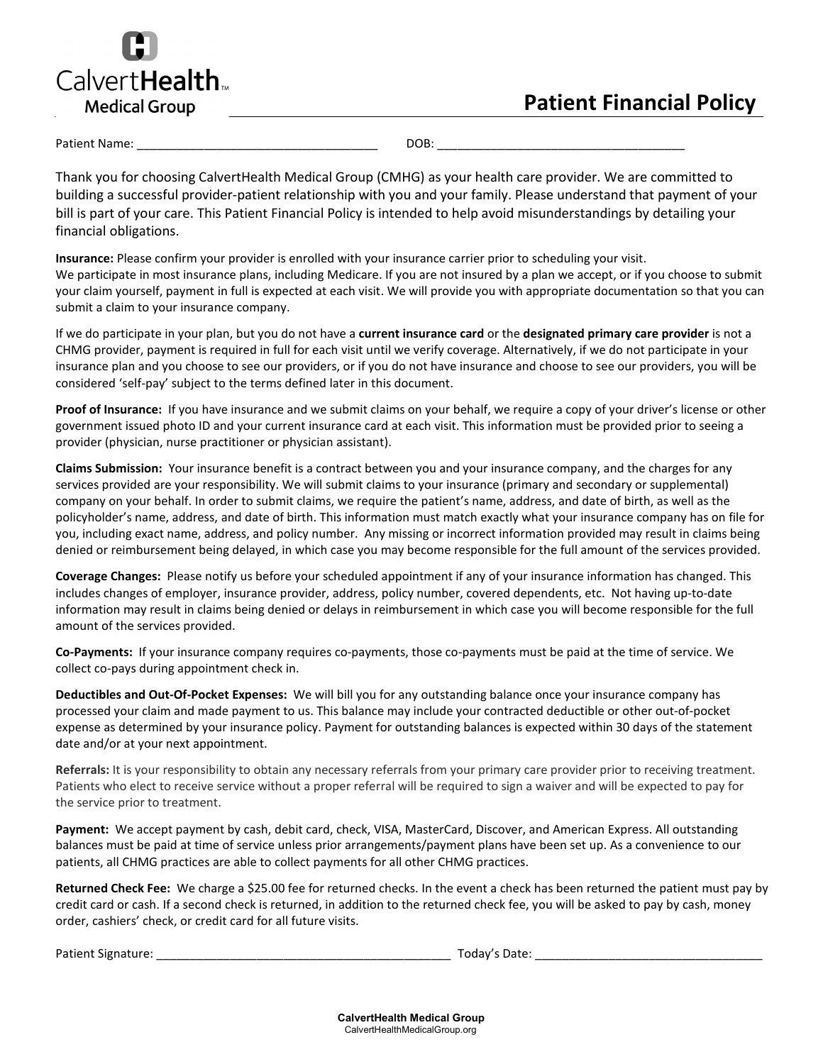CalvertHealth Medical Group

# Patient Financial Policy

Patient Name: ___________________________________ DOB: _____________________________________

Thank you for choosing CalvertHealth Medical Group (CMHG) as your health care provider. We are committed to building a successful provider-patient relationship with you and your family. Please understand that payment of your bill is part of your care. This Patient Financial Policy is intended to help avoid misunderstandings by detailing your financial obligations.

**Insurance:** Please confirm your provider is enrolled with your insurance carrier prior to scheduling your visit. We participate in most insurance plans, including Medicare. If you are not insured by a plan we accept, or if you choose to submit your claim yourself, payment in full is expected at each visit. We will provide you with appropriate documentation so that you can submit a claim to your insurance company.

If we do participate in your plan, but you do not have a **current insurance card** or the **designated primary care provider** is not a CHMG provider, payment is required in full for each visit until we verify coverage. Alternatively, if we do not participate in your insurance plan and you choose to see our providers, or if you do not have insurance and choose to see our providers, you will be considered 'self-pay' subject to the terms defined later in this document.

**Proof of Insurance:** If you have insurance and we submit claims on your behalf, we require a copy of your driver's license or other government issued photo ID and your current insurance card at each visit. This information must be provided prior to seeing a provider (physician, nurse practitioner or physician assistant).

**Claims Submission:** Your insurance benefit is a contract between you and your insurance company, and the charges for any services provided are your responsibility. We will submit claims to your insurance (primary and secondary or supplemental) company on your behalf. In order to submit claims, we require the patient's name, address, and date of birth, as well as the policyholder's name, address, and date of birth. This information must match exactly what your insurance company has on file for you, including exact name, address, and policy number. Any missing or incorrect information provided may result in claims being denied or reimbursement being delayed, in which case you may become responsible for the full amount of the services provided.

**Coverage Changes:** Please notify us before your scheduled appointment if any of your insurance information has changed. This includes changes of employer, insurance provider, address, policy number, covered dependents, etc. Not having up-to-date information may result in claims being denied or delays in reimbursement in which case you will become responsible for the full amount of the services provided.

**Co-Payments:** If your insurance company requires co-payments, those co-payments must be paid at the time of service. We collect co-pays during appointment check in.

**Deductibles and Out-Of-Pocket Expenses:** We will bill you for any outstanding balance once your insurance company has processed your claim and made payment to us. This balance may include your contracted deductible or other out-of-pocket expense as determined by your insurance policy. Payment for outstanding balances is expected within 30 days of the statement date and/or at your next appointment.

**Referrals:** It is your responsibility to obtain any necessary referrals from your primary care provider prior to receiving treatment. Patients who elect to receive service without a proper referral will be required to sign a waiver and will be expected to pay for the service prior to treatment.

**Payment:** We accept payment by cash, debit card, check, VISA, MasterCard, Discover, and American Express. All outstanding balances must be paid at time of service unless prior arrangements/payment plans have been set up. As a convenience to our patients, all CHMG practices are able to collect payments for all other CHMG practices.

**Returned Check Fee:** We charge a $25.00 fee for returned checks. In the event a check has been returned the patient must pay by credit card or cash. If a second check is returned, in addition to the returned check fee, you will be asked to pay by cash, money order, cashiers' check, or credit card for all future visits.

Patient Signature: ____________________________________________ Today's Date: __________________________________

**CalvertHealth Medical Group**
CalvertHealthMedicalGroup.org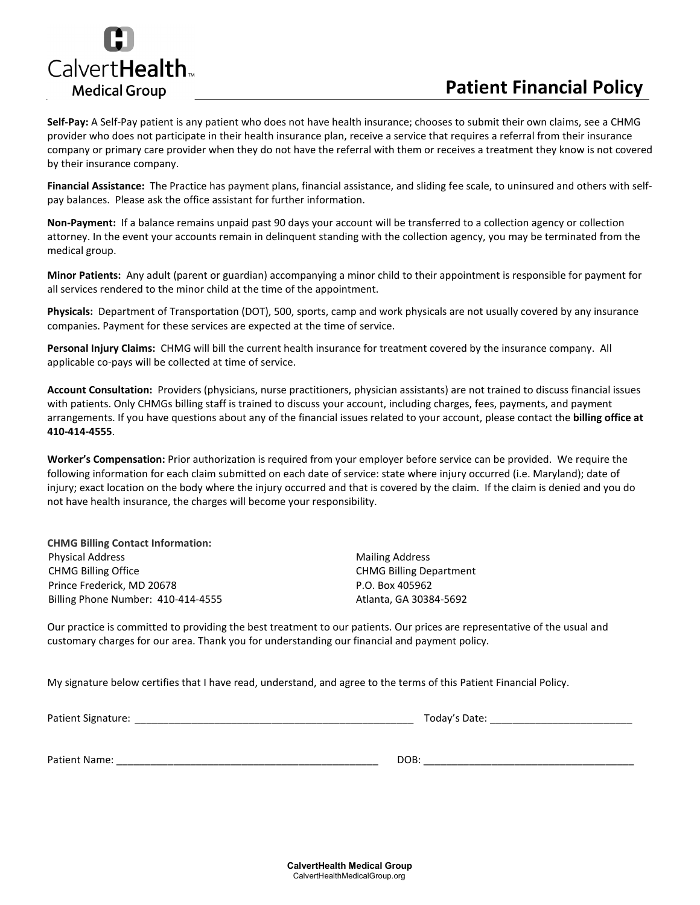CalvertHealth™ Medical Group

# Patient Financial Policy

**Self-Pay:** A Self-Pay patient is any patient who does not have health insurance; chooses to submit their own claims, see a CHMG provider who does not participate in their health insurance plan, receive a service that requires a referral from their insurance company or primary care provider when they do not have the referral with them or receives a treatment they know is not covered by their insurance company.

**Financial Assistance:** The Practice has payment plans, financial assistance, and sliding fee scale, to uninsured and others with self-pay balances. Please ask the office assistant for further information.

**Non-Payment:** If a balance remains unpaid past 90 days your account will be transferred to a collection agency or collection attorney. In the event your accounts remain in delinquent standing with the collection agency, you may be terminated from the medical group.

**Minor Patients:** Any adult (parent or guardian) accompanying a minor child to their appointment is responsible for payment for all services rendered to the minor child at the time of the appointment.

**Physicals:** Department of Transportation (DOT), 500, sports, camp and work physicals are not usually covered by any insurance companies. Payment for these services are expected at the time of service.

**Personal Injury Claims:** CHMG will bill the current health insurance for treatment covered by the insurance company. All applicable co-pays will be collected at time of service.

**Account Consultation:** Providers (physicians, nurse practitioners, physician assistants) are not trained to discuss financial issues with patients. Only CHMGs billing staff is trained to discuss your account, including charges, fees, payments, and payment arrangements. If you have questions about any of the financial issues related to your account, please contact the **billing office at 410-414-4555**.

**Worker's Compensation:** Prior authorization is required from your employer before service can be provided. We require the following information for each claim submitted on each date of service: state where injury occurred (i.e. Maryland); date of injury; exact location on the body where the injury occurred and that is covered by the claim. If the claim is denied and you do not have health insurance, the charges will become your responsibility.

**CHMG Billing Contact Information:**

Physical Address
CHMG Billing Office
Prince Frederick, MD 20678
Billing Phone Number: 410-414-4555

Mailing Address
CHMG Billing Department
P.O. Box 405962
Atlanta, GA 30384-5692

Our practice is committed to providing the best treatment to our patients. Our prices are representative of the usual and customary charges for our area. Thank you for understanding our financial and payment policy.

My signature below certifies that I have read, understand, and agree to the terms of this Patient Financial Policy.

Patient Signature: ___________________________________________________ Today's Date: _________________________

Patient Name: _______________________________________________ DOB: _____________________________________

**CalvertHealth Medical Group**
CalvertHealthMedicalGroup.org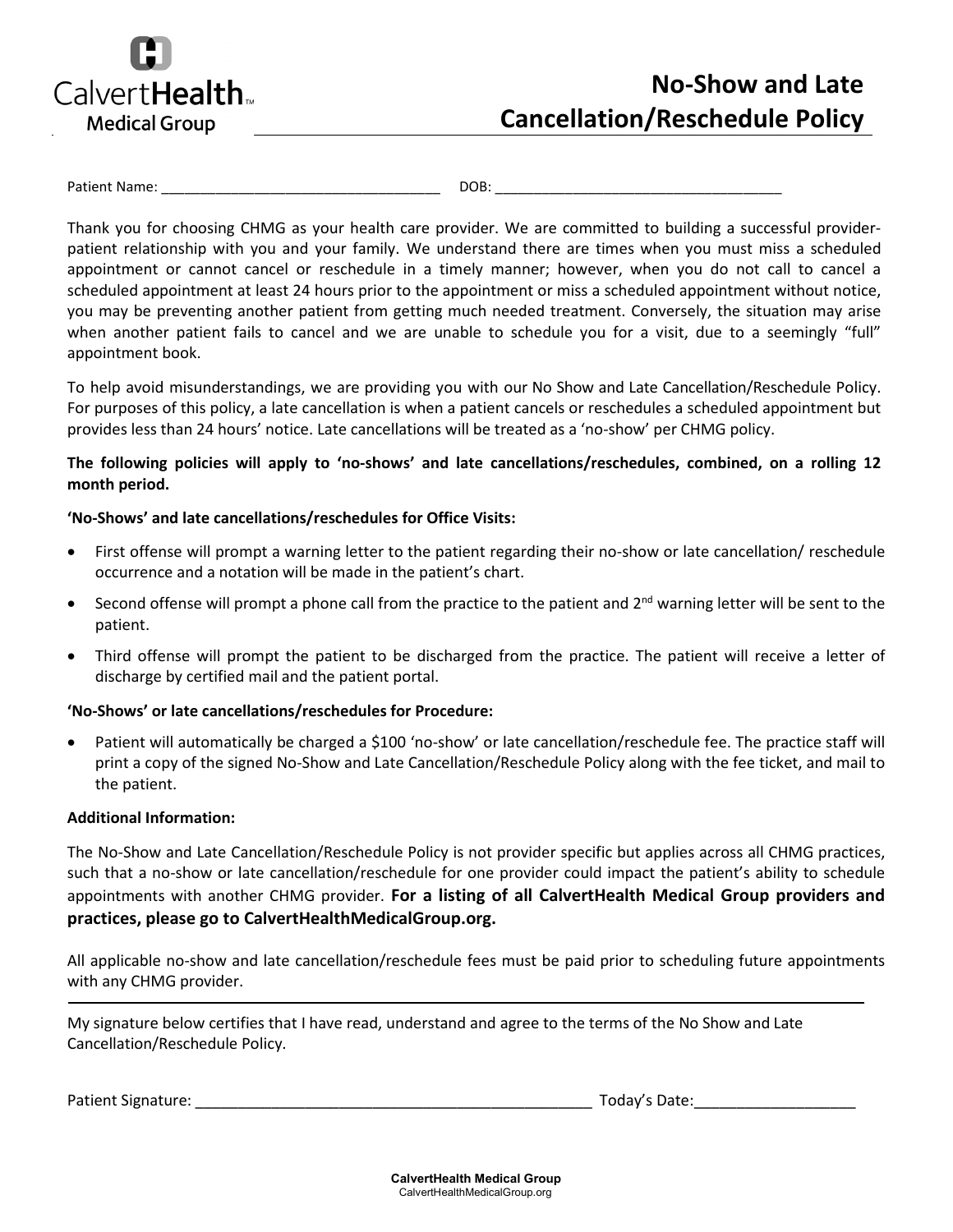CalvertHealth™
Medical Group

# No-Show and Late Cancellation/Reschedule Policy

Patient Name: ___________________________________ DOB: ___________________________________

Thank you for choosing CHMG as your health care provider. We are committed to building a successful provider-patient relationship with you and your family. We understand there are times when you must miss a scheduled appointment or cannot cancel or reschedule in a timely manner; however, when you do not call to cancel a scheduled appointment at least 24 hours prior to the appointment or miss a scheduled appointment without notice, you may be preventing another patient from getting much needed treatment. Conversely, the situation may arise when another patient fails to cancel and we are unable to schedule you for a visit, due to a seemingly "full" appointment book.

To help avoid misunderstandings, we are providing you with our No Show and Late Cancellation/Reschedule Policy. For purposes of this policy, a late cancellation is when a patient cancels or reschedules a scheduled appointment but provides less than 24 hours' notice. Late cancellations will be treated as a 'no-show' per CHMG policy.

**The following policies will apply to 'no-shows' and late cancellations/reschedules, combined, on a rolling 12 month period.**

**'No-Shows' and late cancellations/reschedules for Office Visits:**

- First offense will prompt a warning letter to the patient regarding their no-show or late cancellation/ reschedule occurrence and a notation will be made in the patient's chart.
- Second offense will prompt a phone call from the practice to the patient and 2nd warning letter will be sent to the patient.
- Third offense will prompt the patient to be discharged from the practice. The patient will receive a letter of discharge by certified mail and the patient portal.

**'No-Shows' or late cancellations/reschedules for Procedure:**

- Patient will automatically be charged a $100 'no-show' or late cancellation/reschedule fee. The practice staff will print a copy of the signed No-Show and Late Cancellation/Reschedule Policy along with the fee ticket, and mail to the patient.

**Additional Information:**

The No-Show and Late Cancellation/Reschedule Policy is not provider specific but applies across all CHMG practices, such that a no-show or late cancellation/reschedule for one provider could impact the patient's ability to schedule appointments with another CHMG provider. **For a listing of all CalvertHealth Medical Group providers and practices, please go to CalvertHealthMedicalGroup.org.**

All applicable no-show and late cancellation/reschedule fees must be paid prior to scheduling future appointments with any CHMG provider.

---

My signature below certifies that I have read, understand and agree to the terms of the No Show and Late Cancellation/Reschedule Policy.

Patient Signature: _________________________________________________ Today's Date:___________________

**CalvertHealth Medical Group**
CalvertHealthMedicalGroup.org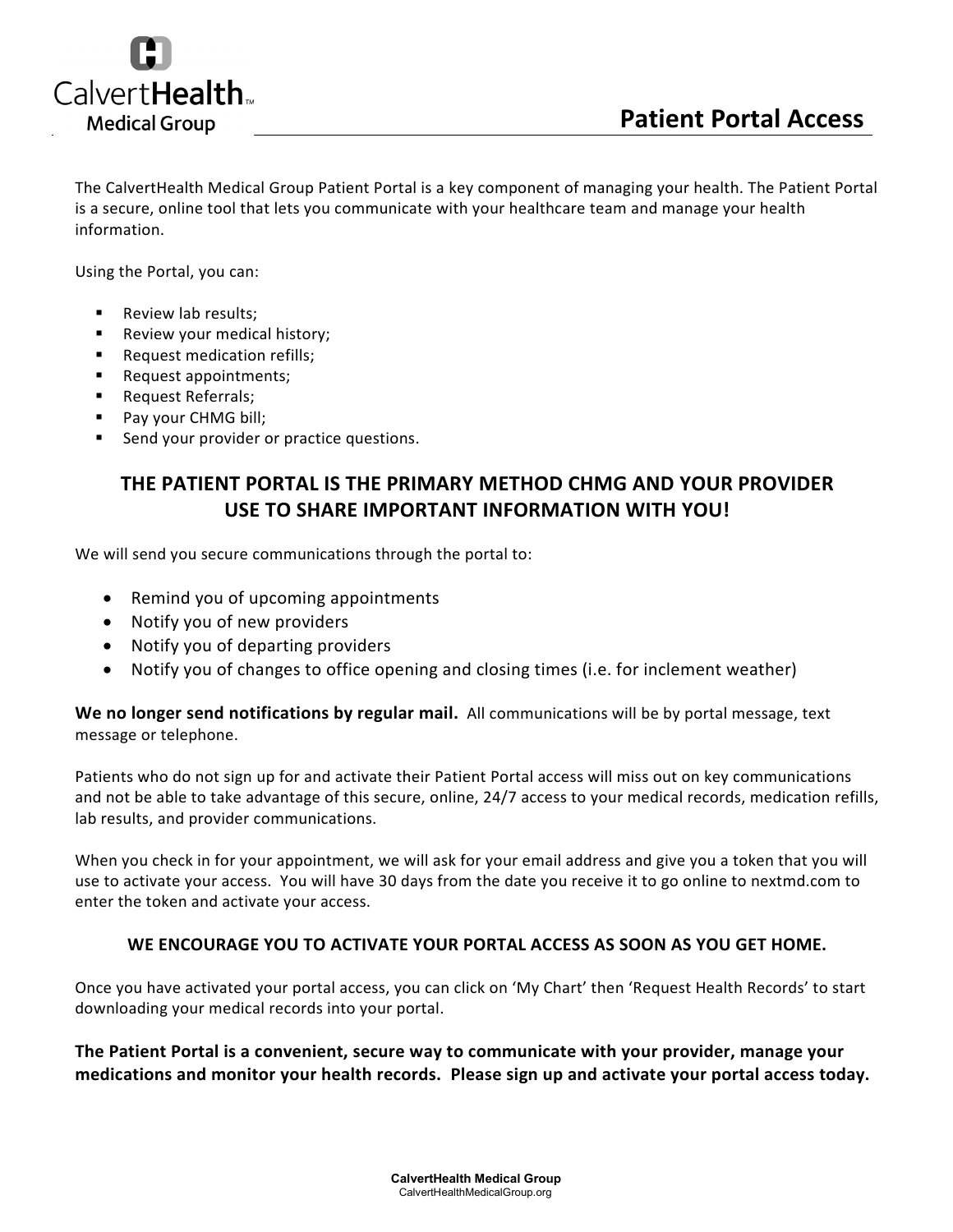CalvertHealth™
Medical Group

# Patient Portal Access

The CalvertHealth Medical Group Patient Portal is a key component of managing your health. The Patient Portal is a secure, online tool that lets you communicate with your healthcare team and manage your health information.

Using the Portal, you can:

- Review lab results;
- Review your medical history;
- Request medication refills;
- Request appointments;
- Request Referrals;
- Pay your CHMG bill;
- Send your provider or practice questions.

## THE PATIENT PORTAL IS THE PRIMARY METHOD CHMG AND YOUR PROVIDER USE TO SHARE IMPORTANT INFORMATION WITH YOU!

We will send you secure communications through the portal to:

- Remind you of upcoming appointments
- Notify you of new providers
- Notify you of departing providers
- Notify you of changes to office opening and closing times (i.e. for inclement weather)

**We no longer send notifications by regular mail.** All communications will be by portal message, text message or telephone.

Patients who do not sign up for and activate their Patient Portal access will miss out on key communications and not be able to take advantage of this secure, online, 24/7 access to your medical records, medication refills, lab results, and provider communications.

When you check in for your appointment, we will ask for your email address and give you a token that you will use to activate your access. You will have 30 days from the date you receive it to go online to nextmd.com to enter the token and activate your access.

**WE ENCOURAGE YOU TO ACTIVATE YOUR PORTAL ACCESS AS SOON AS YOU GET HOME.**

Once you have activated your portal access, you can click on 'My Chart' then 'Request Health Records' to start downloading your medical records into your portal.

**The Patient Portal is a convenient, secure way to communicate with your provider, manage your medications and monitor your health records. Please sign up and activate your portal access today.**

**CalvertHealth Medical Group**
CalvertHealthMedicalGroup.org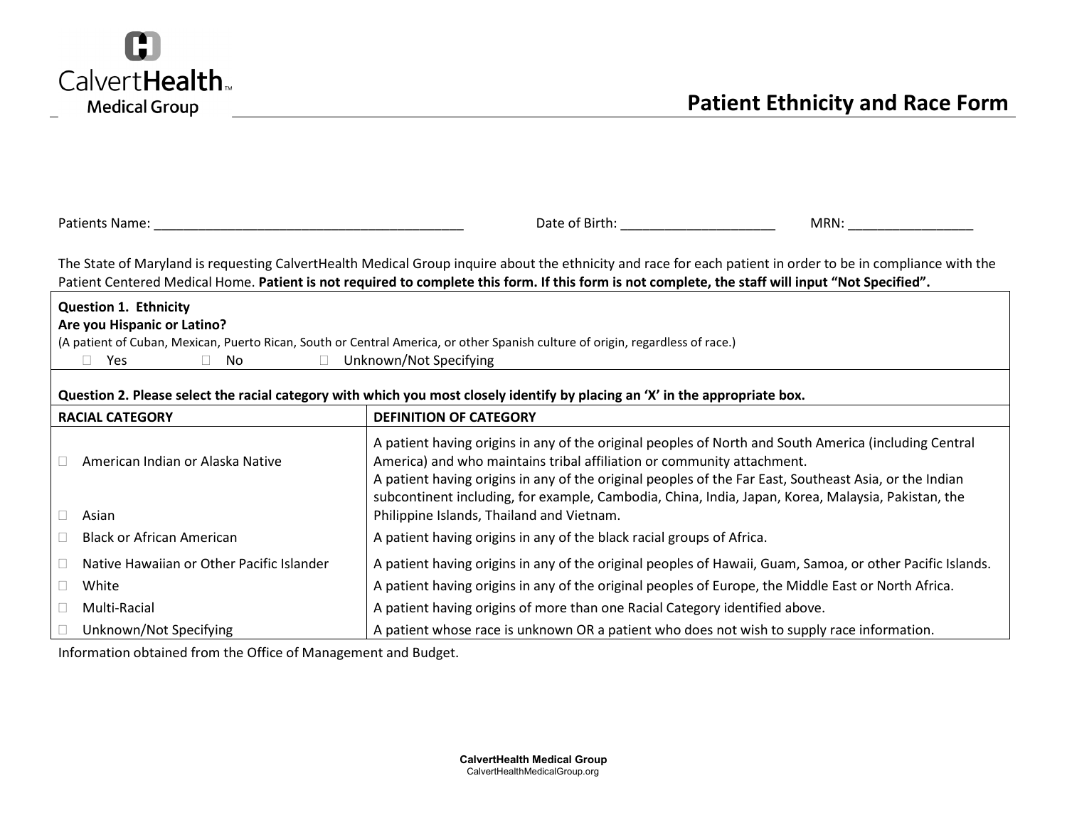CalvertHealth Medical Group

# Patient Ethnicity and Race Form

Patients Name: ___________________________________________ Date of Birth: _____________________ MRN: _________________

The State of Maryland is requesting CalvertHealth Medical Group inquire about the ethnicity and race for each patient in order to be in compliance with the Patient Centered Medical Home. **Patient is not required to complete this form. If this form is not complete, the staff will input "Not Specified".**

**Question 1. Ethnicity**
**Are you Hispanic or Latino?**
(A patient of Cuban, Mexican, Puerto Rican, South or Central America, or other Spanish culture of origin, regardless of race.)

☐ Yes ☐ No ☐ Unknown/Not Specifying

**Question 2. Please select the racial category with which you most closely identify by placing an 'X' in the appropriate box.**

| RACIAL CATEGORY | DEFINITION OF CATEGORY |
|---|---|
| ☐ American Indian or Alaska Native | A patient having origins in any of the original peoples of North and South America (including Central America) and who maintains tribal affiliation or community attachment. |
| ☐ Asian | A patient having origins in any of the original peoples of the Far East, Southeast Asia, or the Indian subcontinent including, for example, Cambodia, China, India, Japan, Korea, Malaysia, Pakistan, the Philippine Islands, Thailand and Vietnam. |
| ☐ Black or African American | A patient having origins in any of the black racial groups of Africa. |
| ☐ Native Hawaiian or Other Pacific Islander | A patient having origins in any of the original peoples of Hawaii, Guam, Samoa, or other Pacific Islands. |
| ☐ White | A patient having origins in any of the original peoples of Europe, the Middle East or North Africa. |
| ☐ Multi-Racial | A patient having origins of more than one Racial Category identified above. |
| ☐ Unknown/Not Specifying | A patient whose race is unknown OR a patient who does not wish to supply race information. |

Information obtained from the Office of Management and Budget.

**CalvertHealth Medical Group**
CalvertHealthMedicalGroup.org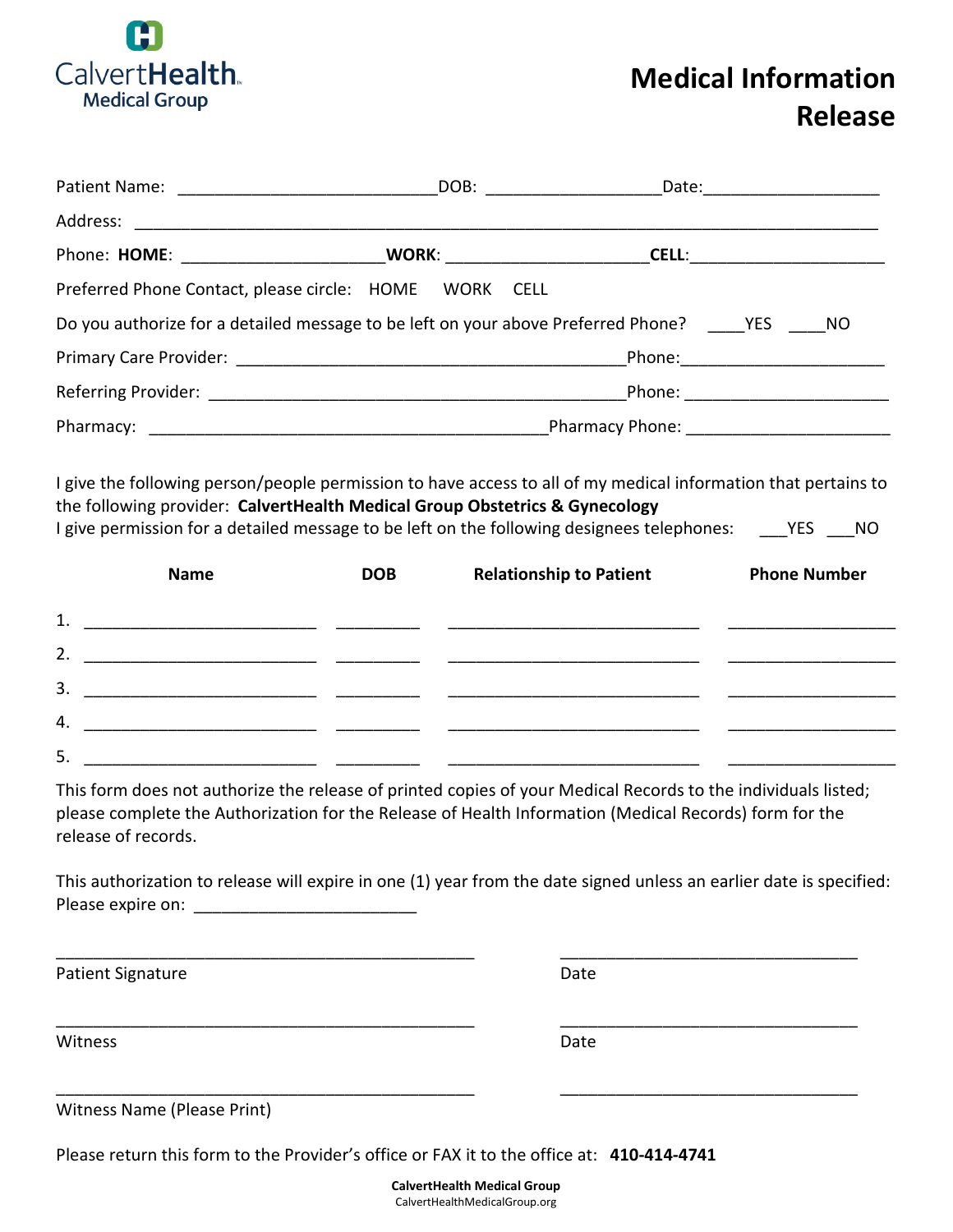CalvertHealth Medical Group

# Medical Information Release

Patient Name: ____________________________ DOB: ___________________ Date: ___________________

Address: ________________________________________________________________________________

Phone: **HOME**: _____________________ **WORK**: _____________________ **CELL**: _____________________

Preferred Phone Contact, please circle: HOME WORK CELL

Do you authorize for a detailed message to be left on your above Preferred Phone? ____YES ____NO

Primary Care Provider: __________________________________________ Phone: _____________________

Referring Provider: ____________________________________________ Phone: _____________________

Pharmacy: ____________________________________________ Pharmacy Phone: _____________________

I give the following person/people permission to have access to all of my medical information that pertains to the following provider: **CalvertHealth Medical Group Obstetrics & Gynecology**

I give permission for a detailed message to be left on the following designees telephones: ___YES ___NO

| | Name | DOB | Relationship to Patient | Phone Number |
|---|---|---|---|---|
| 1. | | | | |
| 2. | | | | |
| 3. | | | | |
| 4. | | | | |
| 5. | | | | |

This form does not authorize the release of printed copies of your Medical Records to the individuals listed; please complete the Authorization for the Release of Health Information (Medical Records) form for the release of records.

This authorization to release will expire in one (1) year from the date signed unless an earlier date is specified: Please expire on: ________________________

______________________________________________ ________________________________

Patient Signature Date

______________________________________________ ________________________________

Witness Date

______________________________________________ ________________________________

Witness Name (Please Print)

Please return this form to the Provider's office or FAX it to the office at: **410-414-4741**

**CalvertHealth Medical Group**
CalvertHealthMedicalGroup.org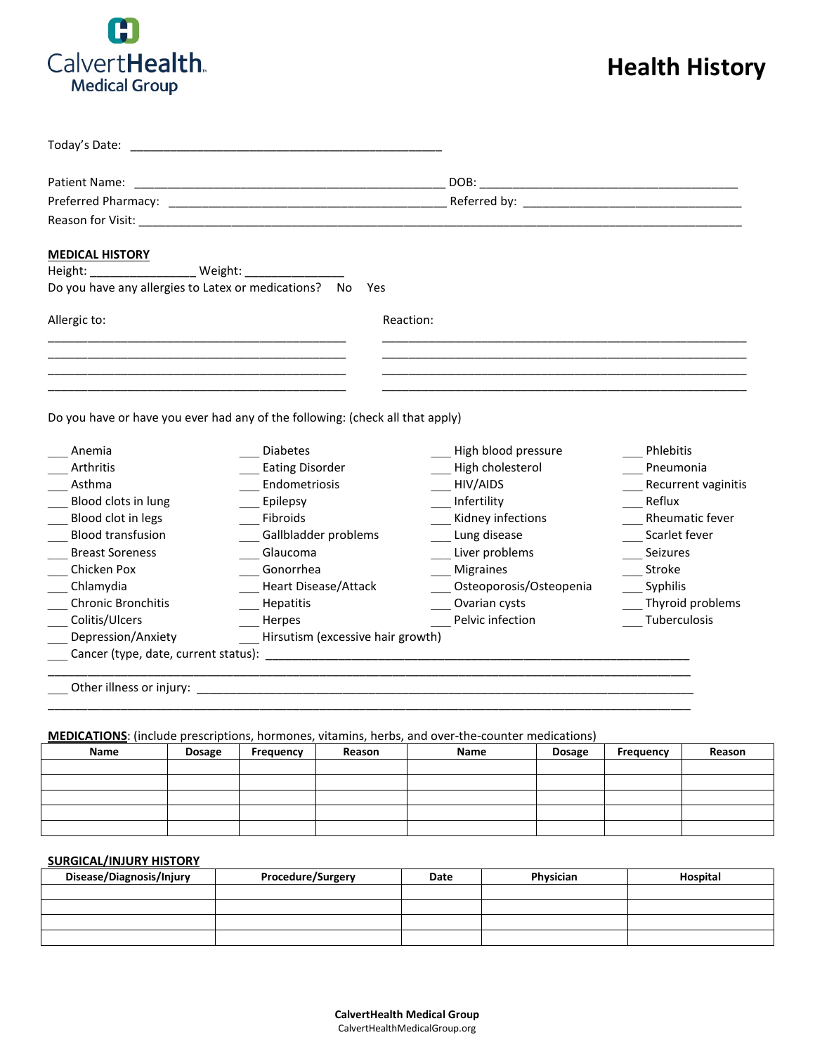CalvertHealth Medical Group

# Health History

Today's Date: ___________________________________________

Patient Name: ___________________________________________ DOB: ____________________________________

Preferred Pharmacy: _______________________________________ Referred by: ______________________________

Reason for Visit: __________________________________________________________________________________

## MEDICAL HISTORY

Height: _______________ Weight: _______________

Do you have any allergies to Latex or medications? No Yes

Allergic to: Reaction:

_________________________________________ ________________________________________________

_________________________________________ ________________________________________________

_________________________________________ ________________________________________________

_________________________________________ ________________________________________________

Do you have or have you ever had any of the following: (check all that apply)

___ Anemia
___ Arthritis
___ Asthma
___ Blood clots in lung
___ Blood clot in legs
___ Blood transfusion
___ Breast Soreness
___ Chicken Pox
___ Chlamydia
___ Chronic Bronchitis
___ Colitis/Ulcers
___ Depression/Anxiety
___ Diabetes
___ Eating Disorder
___ Endometriosis
___ Epilepsy
___ Fibroids
___ Gallbladder problems
___ Glaucoma
___ Gonorrhea
___ Heart Disease/Attack
___ Hepatitis
___ Herpes
___ Hirsutism (excessive hair growth)
___ High blood pressure
___ High cholesterol
___ HIV/AIDS
___ Infertility
___ Kidney infections
___ Lung disease
___ Liver problems
___ Migraines
___ Osteoporosis/Osteopenia
___ Ovarian cysts
___ Pelvic infection
___ Phlebitis
___ Pneumonia
___ Recurrent vaginitis
___ Reflux
___ Rheumatic fever
___ Scarlet fever
___ Seizures
___ Stroke
___ Syphilis
___ Thyroid problems
___ Tuberculosis

___ Cancer (type, date, current status): ______________________________________________________

__________________________________________________________________________________________

___ Other illness or injury: ______________________________________________________________

__________________________________________________________________________________________

**MEDICATIONS**: (include prescriptions, hormones, vitamins, herbs, and over-the-counter medications)

| Name | Dosage | Frequency | Reason | Name | Dosage | Frequency | Reason |
|---|---|---|---|---|---|---|---|
| | | | | | | | |
| | | | | | | | |
| | | | | | | | |
| | | | | | | | |
| | | | | | | | |

**SURGICAL/INJURY HISTORY**

| Disease/Diagnosis/Injury | Procedure/Surgery | Date | Physician | Hospital |
|---|---|---|---|---|
| | | | | |
| | | | | |
| | | | | |
| | | | | |

**CalvertHealth Medical Group**
CalvertHealthMedicalGroup.org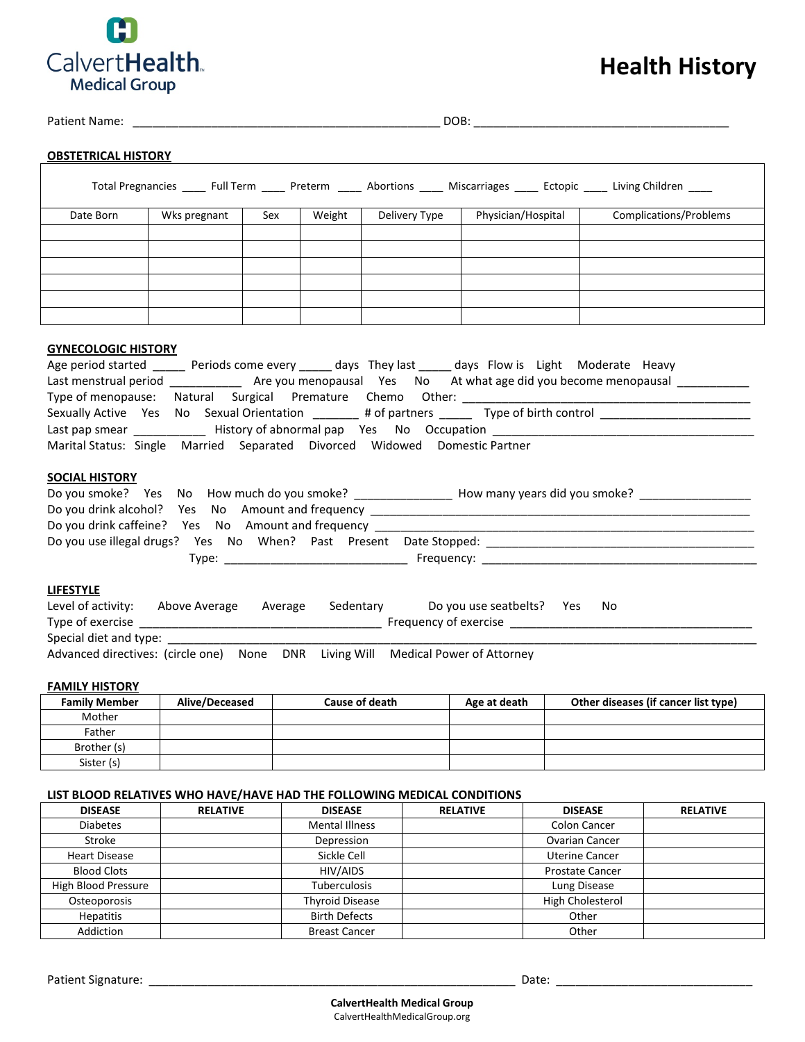CalvertHealth Medical Group

# Health History

Patient Name: _______________________________________________ DOB: ________________________________________

## OBSTETRICAL HISTORY

Total Pregnancies ____ Full Term ____ Preterm ____ Abortions ____ Miscarriages ____ Ectopic ____ Living Children ____

| Date Born | Wks pregnant | Sex | Weight | Delivery Type | Physician/Hospital | Complications/Problems |
|---|---|---|---|---|---|---|
| | | | | | | |
| | | | | | | |
| | | | | | | |
| | | | | | | |
| | | | | | | |
| | | | | | | |

## GYNECOLOGIC HISTORY

Age period started _____ Periods come every _____ days They last _____ days Flow is Light Moderate Heavy

Last menstrual period ___________ Are you menopausal Yes No At what age did you become menopausal ___________

Type of menopause: Natural Surgical Premature Chemo Other: ____________________________________________

Sexually Active Yes No Sexual Orientation _______ # of partners _____ Type of birth control _______________________

Last pap smear ___________ History of abnormal pap Yes No Occupation __________________________________________

Marital Status: Single Married Separated Divorced Widowed Domestic Partner

## SOCIAL HISTORY

Do you smoke? Yes No How much do you smoke? ______________ How many years did you smoke? _________________

Do you drink alcohol? Yes No Amount and frequency _________________________________________________________

Do you drink caffeine? Yes No Amount and frequency _________________________________________________________

Do you use illegal drugs? Yes No When? Past Present Date Stopped: ____________________________________________

Type: ____________________________ Frequency: __________________________________________

## LIFESTYLE

Level of activity: Above Average Average Sedentary Do you use seatbelts? Yes No

Type of exercise _____________________________________ Frequency of exercise _____________________________________

Special diet and type: ______________________________________________________________________________________

Advanced directives: (circle one) None DNR Living Will Medical Power of Attorney

## FAMILY HISTORY

| Family Member | Alive/Deceased | Cause of death | Age at death | Other diseases (if cancer list type) |
|---|---|---|---|---|
| Mother | | | | |
| Father | | | | |
| Brother (s) | | | | |
| Sister (s) | | | | |

## LIST BLOOD RELATIVES WHO HAVE/HAVE HAD THE FOLLOWING MEDICAL CONDITIONS

| DISEASE | RELATIVE | DISEASE | RELATIVE | DISEASE | RELATIVE |
|---|---|---|---|---|---|
| Diabetes | | Mental Illness | | Colon Cancer | |
| Stroke | | Depression | | Ovarian Cancer | |
| Heart Disease | | Sickle Cell | | Uterine Cancer | |
| Blood Clots | | HIV/AIDS | | Prostate Cancer | |
| High Blood Pressure | | Tuberculosis | | Lung Disease | |
| Osteoporosis | | Thyroid Disease | | High Cholesterol | |
| Hepatitis | | Birth Defects | | Other | |
| Addiction | | Breast Cancer | | Other | |

Patient Signature: __________________________________________________________ Date: ______________________________

**CalvertHealth Medical Group**
CalvertHealthMedicalGroup.org